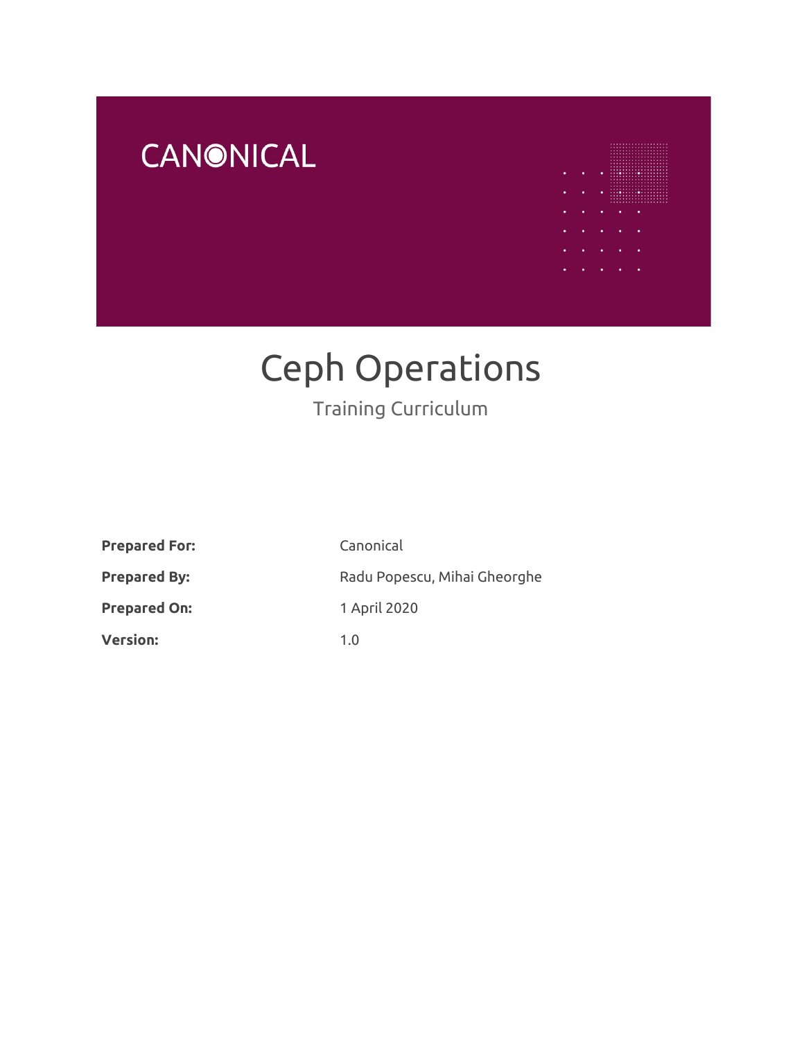CANONICAL

# Ceph Operations

## Training Curriculum

| | |
|---|---|
| **Prepared For:** | Canonical |
| **Prepared By:** | Radu Popescu, Mihai Gheorghe |
| **Prepared On:** | 1 April 2020 |
| **Version:** | 1.0 |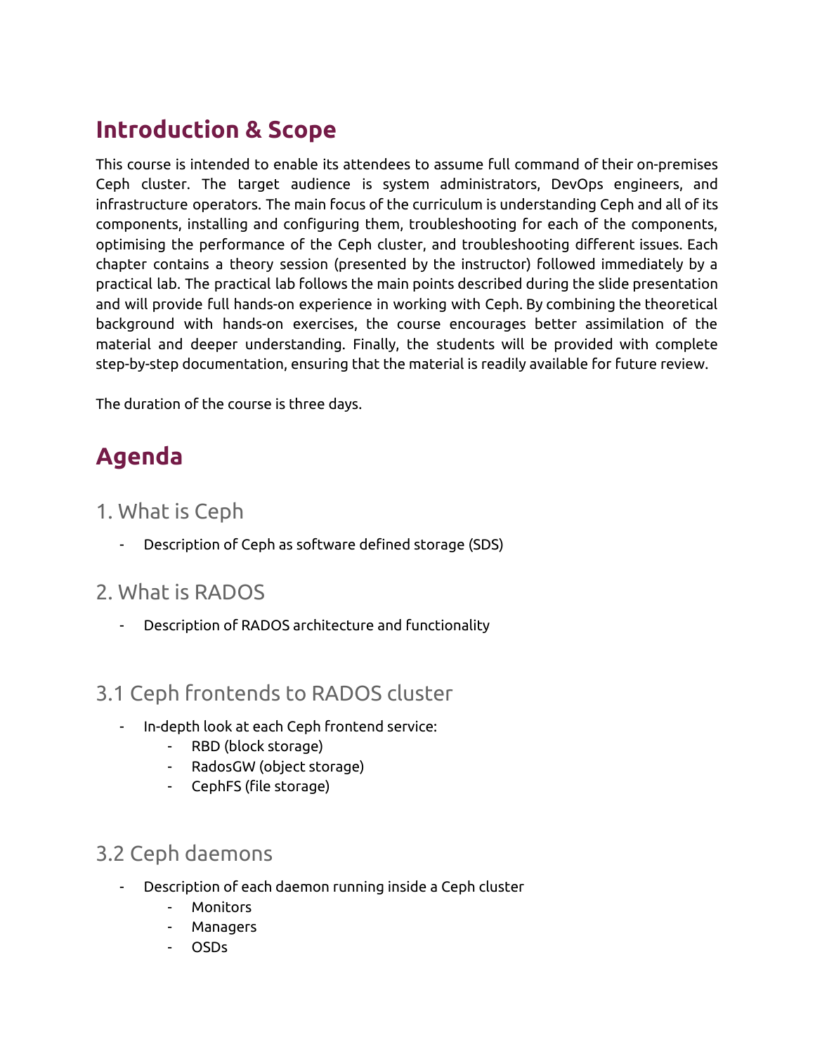# Introduction & Scope

This course is intended to enable its attendees to assume full command of their on-premises Ceph cluster. The target audience is system administrators, DevOps engineers, and infrastructure operators. The main focus of the curriculum is understanding Ceph and all of its components, installing and configuring them, troubleshooting for each of the components, optimising the performance of the Ceph cluster, and troubleshooting different issues. Each chapter contains a theory session (presented by the instructor) followed immediately by a practical lab. The practical lab follows the main points described during the slide presentation and will provide full hands-on experience in working with Ceph. By combining the theoretical background with hands-on exercises, the course encourages better assimilation of the material and deeper understanding. Finally, the students will be provided with complete step-by-step documentation, ensuring that the material is readily available for future review.

The duration of the course is three days.

# Agenda

## 1. What is Ceph

- Description of Ceph as software defined storage (SDS)

## 2. What is RADOS

- Description of RADOS architecture and functionality

## 3.1 Ceph frontends to RADOS cluster

- In-depth look at each Ceph frontend service:
    - RBD (block storage)
    - RadosGW (object storage)
    - CephFS (file storage)

## 3.2 Ceph daemons

- Description of each daemon running inside a Ceph cluster
    - Monitors
    - Managers
    - OSDs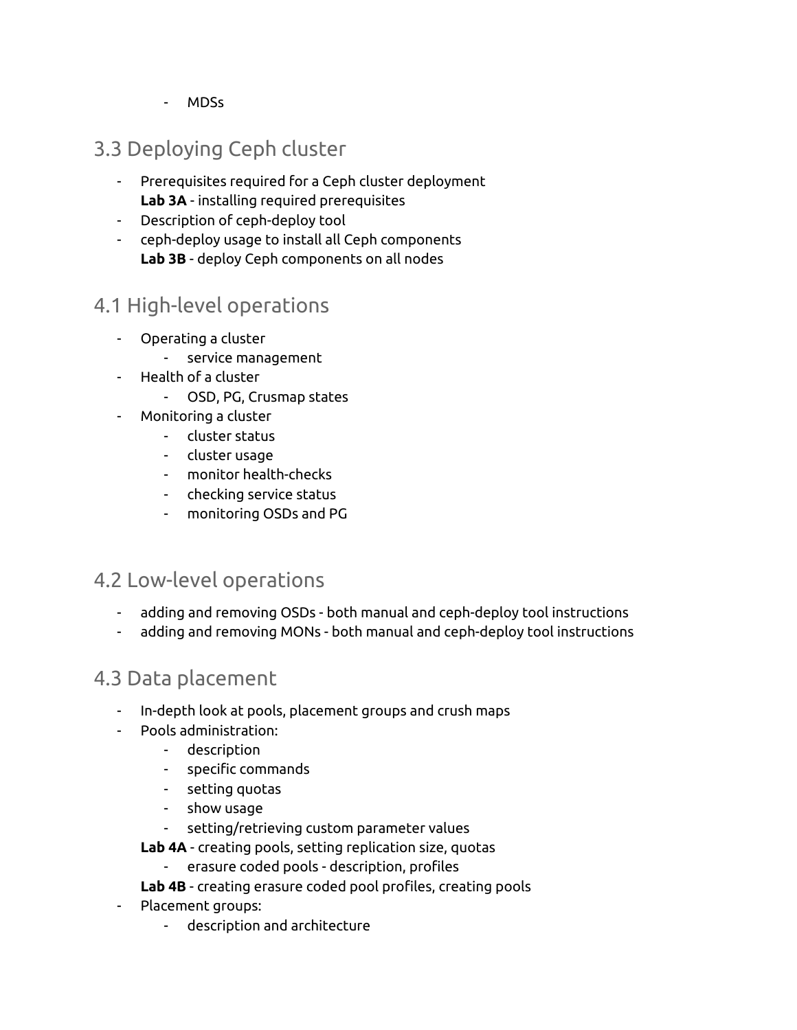- MDSs

## 3.3 Deploying Ceph cluster

- Prerequisites required for a Ceph cluster deployment
  **Lab 3A** - installing required prerequisites
- Description of ceph-deploy tool
- ceph-deploy usage to install all Ceph components
  **Lab 3B** - deploy Ceph components on all nodes

## 4.1 High-level operations

- Operating a cluster
    - service management
- Health of a cluster
    - OSD, PG, Crusmap states
- Monitoring a cluster
    - cluster status
    - cluster usage
    - monitor health-checks
    - checking service status
    - monitoring OSDs and PG

## 4.2 Low-level operations

- adding and removing OSDs - both manual and ceph-deploy tool instructions
- adding and removing MONs - both manual and ceph-deploy tool instructions

## 4.3 Data placement

- In-depth look at pools, placement groups and crush maps
- Pools administration:
    - description
    - specific commands
    - setting quotas
    - show usage
    - setting/retrieving custom parameter values

  **Lab 4A** - creating pools, setting replication size, quotas
    - erasure coded pools - description, profiles

  **Lab 4B** - creating erasure coded pool profiles, creating pools
- Placement groups:
    - description and architecture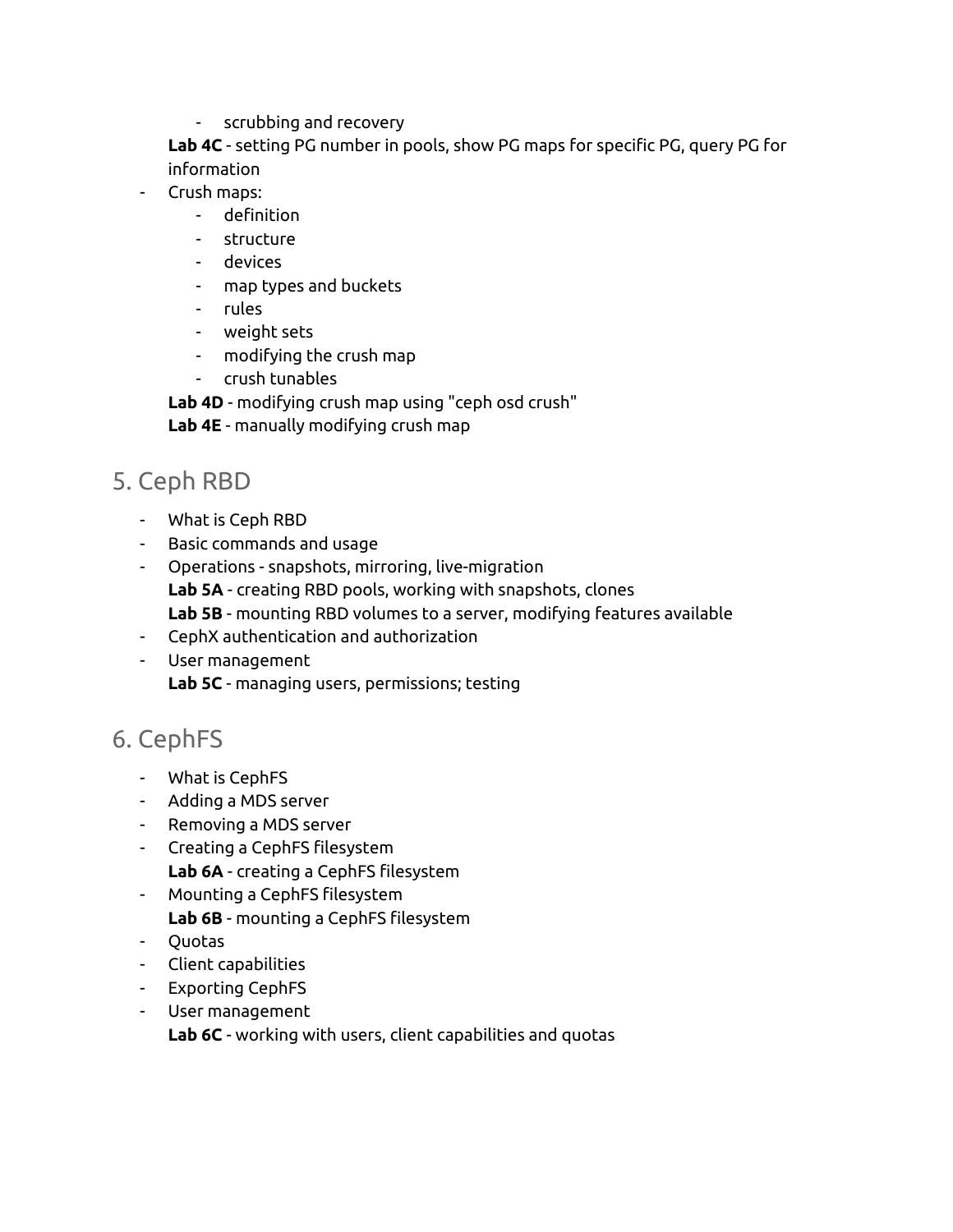- scrubbing and recovery

  **Lab 4C** - setting PG number in pools, show PG maps for specific PG, query PG for information
- Crush maps:
    - definition
    - structure
    - devices
    - map types and buckets
    - rules
    - weight sets
    - modifying the crush map
    - crush tunables

  **Lab 4D** - modifying crush map using "ceph osd crush"
  **Lab 4E** - manually modifying crush map

## 5. Ceph RBD

- What is Ceph RBD
- Basic commands and usage
- Operations - snapshots, mirroring, live-migration
  **Lab 5A** - creating RBD pools, working with snapshots, clones
  **Lab 5B** - mounting RBD volumes to a server, modifying features available
- CephX authentication and authorization
- User management
  **Lab 5C** - managing users, permissions; testing

## 6. CephFS

- What is CephFS
- Adding a MDS server
- Removing a MDS server
- Creating a CephFS filesystem
  **Lab 6A** - creating a CephFS filesystem
- Mounting a CephFS filesystem
  **Lab 6B** - mounting a CephFS filesystem
- Quotas
- Client capabilities
- Exporting CephFS
- User management
  **Lab 6C** - working with users, client capabilities and quotas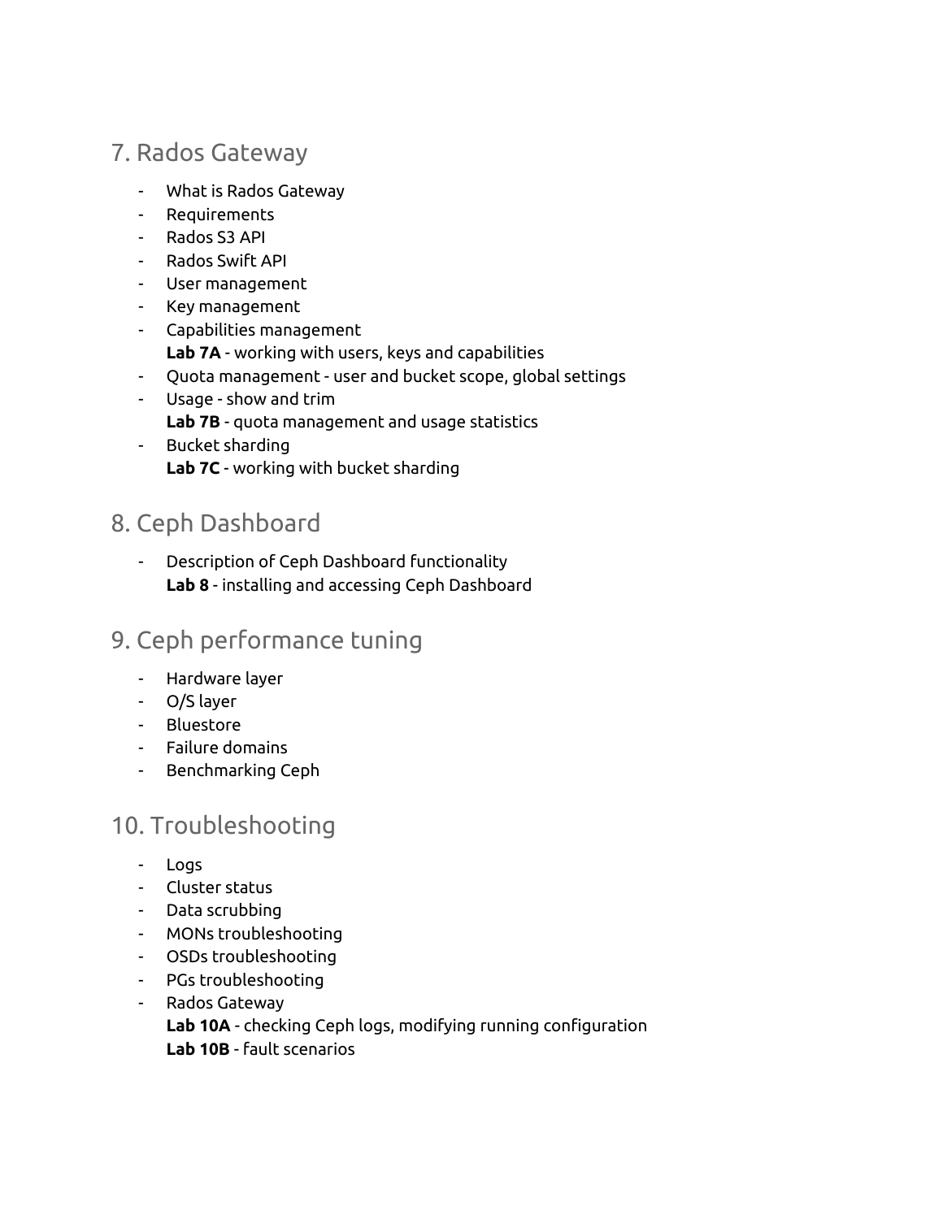## 7. Rados Gateway

- What is Rados Gateway
- Requirements
- Rados S3 API
- Rados Swift API
- User management
- Key management
- Capabilities management
  **Lab 7A** - working with users, keys and capabilities
- Quota management - user and bucket scope, global settings
- Usage - show and trim
  **Lab 7B** - quota management and usage statistics
- Bucket sharding
  **Lab 7C** - working with bucket sharding

## 8. Ceph Dashboard

- Description of Ceph Dashboard functionality
  **Lab 8** - installing and accessing Ceph Dashboard

## 9. Ceph performance tuning

- Hardware layer
- O/S layer
- Bluestore
- Failure domains
- Benchmarking Ceph

## 10. Troubleshooting

- Logs
- Cluster status
- Data scrubbing
- MONs troubleshooting
- OSDs troubleshooting
- PGs troubleshooting
- Rados Gateway
  **Lab 10A** - checking Ceph logs, modifying running configuration
  **Lab 10B** - fault scenarios